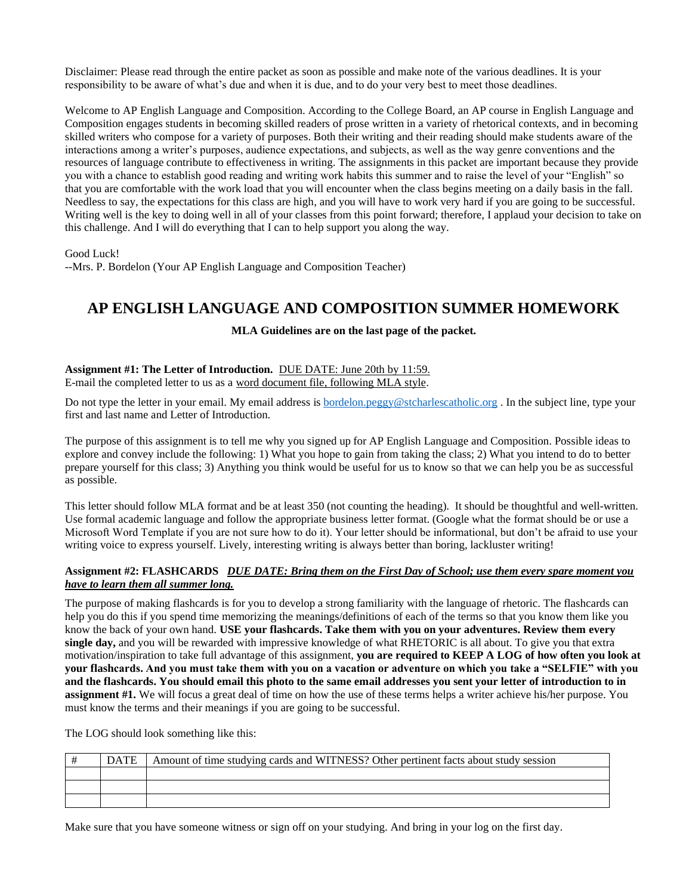Disclaimer: Please read through the entire packet as soon as possible and make note of the various deadlines. It is your responsibility to be aware of what's due and when it is due, and to do your very best to meet those deadlines.

Welcome to AP English Language and Composition. According to the College Board, an AP course in English Language and Composition engages students in becoming skilled readers of prose written in a variety of rhetorical contexts, and in becoming skilled writers who compose for a variety of purposes. Both their writing and their reading should make students aware of the interactions among a writer's purposes, audience expectations, and subjects, as well as the way genre conventions and the resources of language contribute to effectiveness in writing. The assignments in this packet are important because they provide you with a chance to establish good reading and writing work habits this summer and to raise the level of your "English" so that you are comfortable with the work load that you will encounter when the class begins meeting on a daily basis in the fall. Needless to say, the expectations for this class are high, and you will have to work very hard if you are going to be successful. Writing well is the key to doing well in all of your classes from this point forward; therefore, I applaud your decision to take on this challenge. And I will do everything that I can to help support you along the way.

Good Luck!
--Mrs. P. Bordelon (Your AP English Language and Composition Teacher)

## AP ENGLISH LANGUAGE AND COMPOSITION SUMMER HOMEWORK

**MLA Guidelines are on the last page of the packet.**

**Assignment #1: The Letter of Introduction.** <u>DUE DATE: June 20th by 11:59.</u>
E-mail the completed letter to us as a <u>word document file, following MLA style</u>.

Do not type the letter in your email. My email address is bordelon.peggy@stcharlescatholic.org . In the subject line, type your first and last name and Letter of Introduction.

The purpose of this assignment is to tell me why you signed up for AP English Language and Composition. Possible ideas to explore and convey include the following: 1) What you hope to gain from taking the class; 2) What you intend to do to better prepare yourself for this class; 3) Anything you think would be useful for us to know so that we can help you be as successful as possible.

This letter should follow MLA format and be at least 350 (not counting the heading). It should be thoughtful and well-written. Use formal academic language and follow the appropriate business letter format. (Google what the format should be or use a Microsoft Word Template if you are not sure how to do it). Your letter should be informational, but don't be afraid to use your writing voice to express yourself. Lively, interesting writing is always better than boring, lackluster writing!

**Assignment #2: FLASHCARDS** ***<u>DUE DATE: Bring them on the First Day of School; use them every spare moment you have to learn them all summer long.</u>***

The purpose of making flashcards is for you to develop a strong familiarity with the language of rhetoric. The flashcards can help you do this if you spend time memorizing the meanings/definitions of each of the terms so that you know them like you know the back of your own hand. **USE your flashcards. Take them with you on your adventures. Review them every single day,** and you will be rewarded with impressive knowledge of what RHETORIC is all about. To give you that extra motivation/inspiration to take full advantage of this assignment, **you are required to KEEP A LOG of how often you look at your flashcards. And you must take them with you on a vacation or adventure on which you take a "SELFIE" with you and the flashcards. You should email this photo to the same email addresses you sent your letter of introduction to in assignment #1.** We will focus a great deal of time on how the use of these terms helps a writer achieve his/her purpose. You must know the terms and their meanings if you are going to be successful.

The LOG should look something like this:

| # | DATE | Amount of time studying cards and WITNESS? Other pertinent facts about study session |
|---|---|---|
| | | |
| | | |
| | | |

Make sure that you have someone witness or sign off on your studying. And bring in your log on the first day.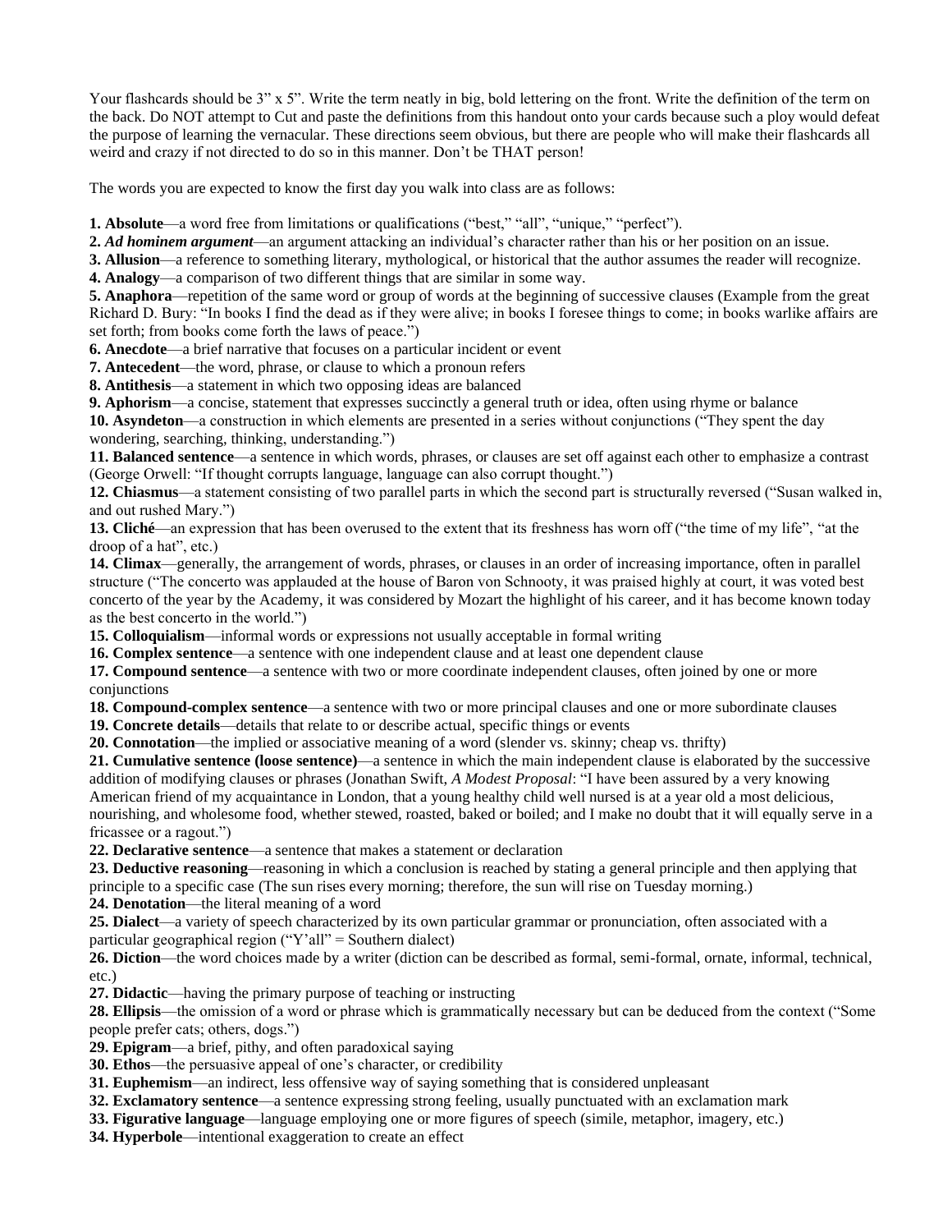Your flashcards should be 3" x 5". Write the term neatly in big, bold lettering on the front. Write the definition of the term on the back. Do NOT attempt to Cut and paste the definitions from this handout onto your cards because such a ploy would defeat the purpose of learning the vernacular. These directions seem obvious, but there are people who will make their flashcards all weird and crazy if not directed to do so in this manner. Don't be THAT person!

The words you are expected to know the first day you walk into class are as follows:

**1. Absolute**—a word free from limitations or qualifications ("best," "all", "unique," "perfect").

**2. *Ad hominem argument***—an argument attacking an individual's character rather than his or her position on an issue.

**3. Allusion**—a reference to something literary, mythological, or historical that the author assumes the reader will recognize.

**4. Analogy**—a comparison of two different things that are similar in some way.

**5. Anaphora**—repetition of the same word or group of words at the beginning of successive clauses (Example from the great Richard D. Bury: "In books I find the dead as if they were alive; in books I foresee things to come; in books warlike affairs are set forth; from books come forth the laws of peace.")

**6. Anecdote**—a brief narrative that focuses on a particular incident or event

**7. Antecedent**—the word, phrase, or clause to which a pronoun refers

**8. Antithesis**—a statement in which two opposing ideas are balanced

**9. Aphorism**—a concise, statement that expresses succinctly a general truth or idea, often using rhyme or balance

**10. Asyndeton**—a construction in which elements are presented in a series without conjunctions ("They spent the day wondering, searching, thinking, understanding.")

**11. Balanced sentence**—a sentence in which words, phrases, or clauses are set off against each other to emphasize a contrast (George Orwell: "If thought corrupts language, language can also corrupt thought.")

**12. Chiasmus**—a statement consisting of two parallel parts in which the second part is structurally reversed ("Susan walked in, and out rushed Mary.")

**13. Cliché**—an expression that has been overused to the extent that its freshness has worn off ("the time of my life", "at the droop of a hat", etc.)

**14. Climax**—generally, the arrangement of words, phrases, or clauses in an order of increasing importance, often in parallel structure ("The concerto was applauded at the house of Baron von Schnooty, it was praised highly at court, it was voted best concerto of the year by the Academy, it was considered by Mozart the highlight of his career, and it has become known today as the best concerto in the world.")

**15. Colloquialism**—informal words or expressions not usually acceptable in formal writing

**16. Complex sentence**—a sentence with one independent clause and at least one dependent clause

**17. Compound sentence**—a sentence with two or more coordinate independent clauses, often joined by one or more conjunctions

**18. Compound-complex sentence**—a sentence with two or more principal clauses and one or more subordinate clauses

**19. Concrete details**—details that relate to or describe actual, specific things or events

**20. Connotation**—the implied or associative meaning of a word (slender vs. skinny; cheap vs. thrifty)

**21. Cumulative sentence (loose sentence)**—a sentence in which the main independent clause is elaborated by the successive addition of modifying clauses or phrases (Jonathan Swift, *A Modest Proposal*: "I have been assured by a very knowing American friend of my acquaintance in London, that a young healthy child well nursed is at a year old a most delicious, nourishing, and wholesome food, whether stewed, roasted, baked or boiled; and I make no doubt that it will equally serve in a fricassee or a ragout.")

**22. Declarative sentence**—a sentence that makes a statement or declaration

**23. Deductive reasoning**—reasoning in which a conclusion is reached by stating a general principle and then applying that principle to a specific case (The sun rises every morning; therefore, the sun will rise on Tuesday morning.)

**24. Denotation**—the literal meaning of a word

**25. Dialect**—a variety of speech characterized by its own particular grammar or pronunciation, often associated with a particular geographical region ("Y'all" = Southern dialect)

**26. Diction**—the word choices made by a writer (diction can be described as formal, semi-formal, ornate, informal, technical, etc.)

**27. Didactic**—having the primary purpose of teaching or instructing

**28. Ellipsis**—the omission of a word or phrase which is grammatically necessary but can be deduced from the context ("Some people prefer cats; others, dogs.")

**29. Epigram**—a brief, pithy, and often paradoxical saying

**30. Ethos**—the persuasive appeal of one's character, or credibility

**31. Euphemism**—an indirect, less offensive way of saying something that is considered unpleasant

**32. Exclamatory sentence**—a sentence expressing strong feeling, usually punctuated with an exclamation mark

**33. Figurative language**—language employing one or more figures of speech (simile, metaphor, imagery, etc.)

**34. Hyperbole**—intentional exaggeration to create an effect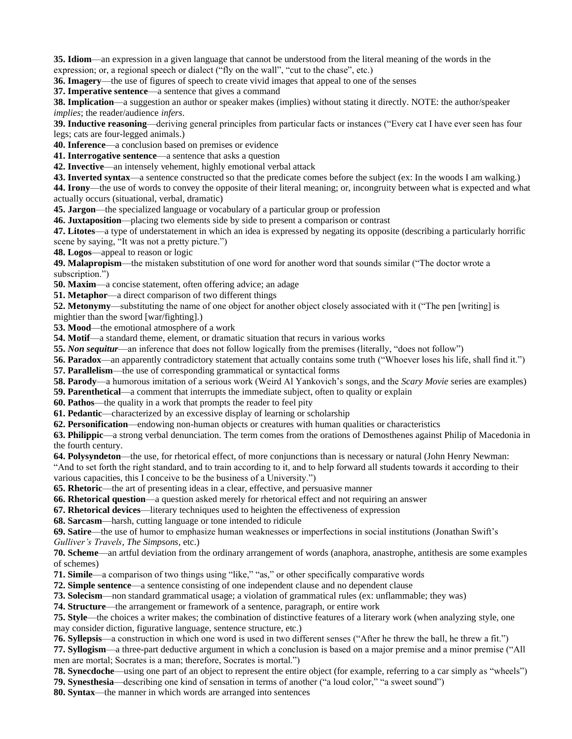**35. Idiom**—an expression in a given language that cannot be understood from the literal meaning of the words in the expression; or, a regional speech or dialect ("fly on the wall", "cut to the chase", etc.)

**36. Imagery**—the use of figures of speech to create vivid images that appeal to one of the senses

**37. Imperative sentence**—a sentence that gives a command

**38. Implication**—a suggestion an author or speaker makes (implies) without stating it directly. NOTE: the author/speaker *implies*; the reader/audience *infers*.

**39. Inductive reasoning**—deriving general principles from particular facts or instances ("Every cat I have ever seen has four legs; cats are four-legged animals.)

**40. Inference**—a conclusion based on premises or evidence

**41. Interrogative sentence**—a sentence that asks a question

**42. Invective**—an intensely vehement, highly emotional verbal attack

**43. Inverted syntax**—a sentence constructed so that the predicate comes before the subject (ex: In the woods I am walking.)

**44. Irony**—the use of words to convey the opposite of their literal meaning; or, incongruity between what is expected and what actually occurs (situational, verbal, dramatic)

**45. Jargon**—the specialized language or vocabulary of a particular group or profession

**46. Juxtaposition**—placing two elements side by side to present a comparison or contrast

**47. Litotes**—a type of understatement in which an idea is expressed by negating its opposite (describing a particularly horrific scene by saying, "It was not a pretty picture.")

**48. Logos**—appeal to reason or logic

**49. Malapropism**—the mistaken substitution of one word for another word that sounds similar ("The doctor wrote a subscription.")

**50. Maxim**—a concise statement, often offering advice; an adage

**51. Metaphor**—a direct comparison of two different things

**52. Metonymy**—substituting the name of one object for another object closely associated with it ("The pen [writing] is mightier than the sword [war/fighting].)

**53. Mood**—the emotional atmosphere of a work

**54. Motif**—a standard theme, element, or dramatic situation that recurs in various works

**55. *Non sequitur***—an inference that does not follow logically from the premises (literally, "does not follow")

**56. Paradox**—an apparently contradictory statement that actually contains some truth ("Whoever loses his life, shall find it.")

**57. Parallelism**—the use of corresponding grammatical or syntactical forms

**58. Parody**—a humorous imitation of a serious work (Weird Al Yankovich's songs, and the *Scary Movie* series are examples)

**59. Parenthetical**—a comment that interrupts the immediate subject, often to quality or explain

**60. Pathos**—the quality in a work that prompts the reader to feel pity

**61. Pedantic**—characterized by an excessive display of learning or scholarship

**62. Personification**—endowing non-human objects or creatures with human qualities or characteristics

**63. Philippic**—a strong verbal denunciation. The term comes from the orations of Demosthenes against Philip of Macedonia in the fourth century.

**64. Polysyndeton**—the use, for rhetorical effect, of more conjunctions than is necessary or natural (John Henry Newman: "And to set forth the right standard, and to train according to it, and to help forward all students towards it according to their various capacities, this I conceive to be the business of a University.")

**65. Rhetoric**—the art of presenting ideas in a clear, effective, and persuasive manner

**66. Rhetorical question**—a question asked merely for rhetorical effect and not requiring an answer

**67. Rhetorical devices**—literary techniques used to heighten the effectiveness of expression

**68. Sarcasm**—harsh, cutting language or tone intended to ridicule

**69. Satire**—the use of humor to emphasize human weaknesses or imperfections in social institutions (Jonathan Swift's *Gulliver's Travels*, *The Simpsons*, etc.)

**70. Scheme**—an artful deviation from the ordinary arrangement of words (anaphora, anastrophe, antithesis are some examples of schemes)

**71. Simile**—a comparison of two things using "like," "as," or other specifically comparative words

**72. Simple sentence**—a sentence consisting of one independent clause and no dependent clause

**73. Solecism**—non standard grammatical usage; a violation of grammatical rules (ex: unflammable; they was)

**74. Structure**—the arrangement or framework of a sentence, paragraph, or entire work

**75. Style**—the choices a writer makes; the combination of distinctive features of a literary work (when analyzing style, one may consider diction, figurative language, sentence structure, etc.)

**76. Syllepsis**—a construction in which one word is used in two different senses ("After he threw the ball, he threw a fit.")

**77. Syllogism**—a three-part deductive argument in which a conclusion is based on a major premise and a minor premise ("All men are mortal; Socrates is a man; therefore, Socrates is mortal.")

**78. Synecdoche**—using one part of an object to represent the entire object (for example, referring to a car simply as "wheels")

**79. Synesthesia**—describing one kind of sensation in terms of another ("a loud color," "a sweet sound")

**80. Syntax**—the manner in which words are arranged into sentences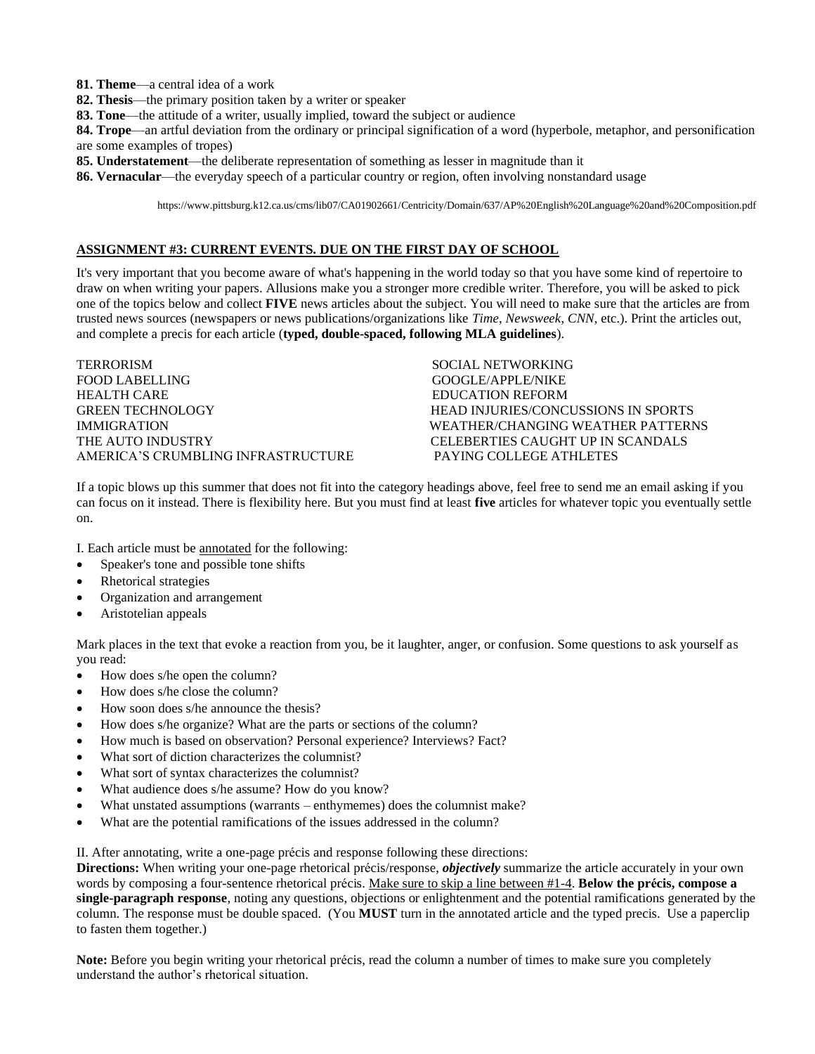**81. Theme**—a central idea of a work

**82. Thesis**—the primary position taken by a writer or speaker

**83. Tone**—the attitude of a writer, usually implied, toward the subject or audience

**84. Trope**—an artful deviation from the ordinary or principal signification of a word (hyperbole, metaphor, and personification are some examples of tropes)

**85. Understatement**—the deliberate representation of something as lesser in magnitude than it

**86. Vernacular**—the everyday speech of a particular country or region, often involving nonstandard usage

https://www.pittsburg.k12.ca.us/cms/lib07/CA01902661/Centricity/Domain/637/AP%20English%20Language%20and%20Composition.pdf

## ASSIGNMENT #3: CURRENT EVENTS. DUE ON THE FIRST DAY OF SCHOOL

It's very important that you become aware of what's happening in the world today so that you have some kind of repertoire to draw on when writing your papers. Allusions make you a stronger more credible writer. Therefore, you will be asked to pick one of the topics below and collect **FIVE** news articles about the subject. You will need to make sure that the articles are from trusted news sources (newspapers or news publications/organizations like *Time*, *Newsweek*, *CNN*, etc.). Print the articles out, and complete a precis for each article (**typed, double-spaced, following MLA guidelines**).

TERRORISM
FOOD LABELLING
HEALTH CARE
GREEN TECHNOLOGY
IMMIGRATION
THE AUTO INDUSTRY
AMERICA'S CRUMBLING INFRASTRUCTURE
SOCIAL NETWORKING
GOOGLE/APPLE/NIKE
EDUCATION REFORM
HEAD INJURIES/CONCUSSIONS IN SPORTS
WEATHER/CHANGING WEATHER PATTERNS
CELEBERTIES CAUGHT UP IN SCANDALS
PAYING COLLEGE ATHLETES

If a topic blows up this summer that does not fit into the category headings above, feel free to send me an email asking if you can focus on it instead. There is flexibility here. But you must find at least **five** articles for whatever topic you eventually settle on.

I. Each article must be <u>annotated</u> for the following:

- Speaker's tone and possible tone shifts
- Rhetorical strategies
- Organization and arrangement
- Aristotelian appeals

Mark places in the text that evoke a reaction from you, be it laughter, anger, or confusion. Some questions to ask yourself as you read:

- How does s/he open the column?
- How does s/he close the column?
- How soon does s/he announce the thesis?
- How does s/he organize? What are the parts or sections of the column?
- How much is based on observation? Personal experience? Interviews? Fact?
- What sort of diction characterizes the columnist?
- What sort of syntax characterizes the columnist?
- What audience does s/he assume? How do you know?
- What unstated assumptions (warrants – enthymemes) does the columnist make?
- What are the potential ramifications of the issues addressed in the column?

II. After annotating, write a one-page précis and response following these directions:
**Directions:** When writing your one-page rhetorical précis/response, ***objectively*** summarize the article accurately in your own words by composing a four-sentence rhetorical précis. <u>Make sure to skip a line between #1-4</u>. **Below the précis, compose a single-paragraph response**, noting any questions, objections or enlightenment and the potential ramifications generated by the column. The response must be double spaced. (You **MUST** turn in the annotated article and the typed precis. Use a paperclip to fasten them together.)

**Note:** Before you begin writing your rhetorical précis, read the column a number of times to make sure you completely understand the author's rhetorical situation.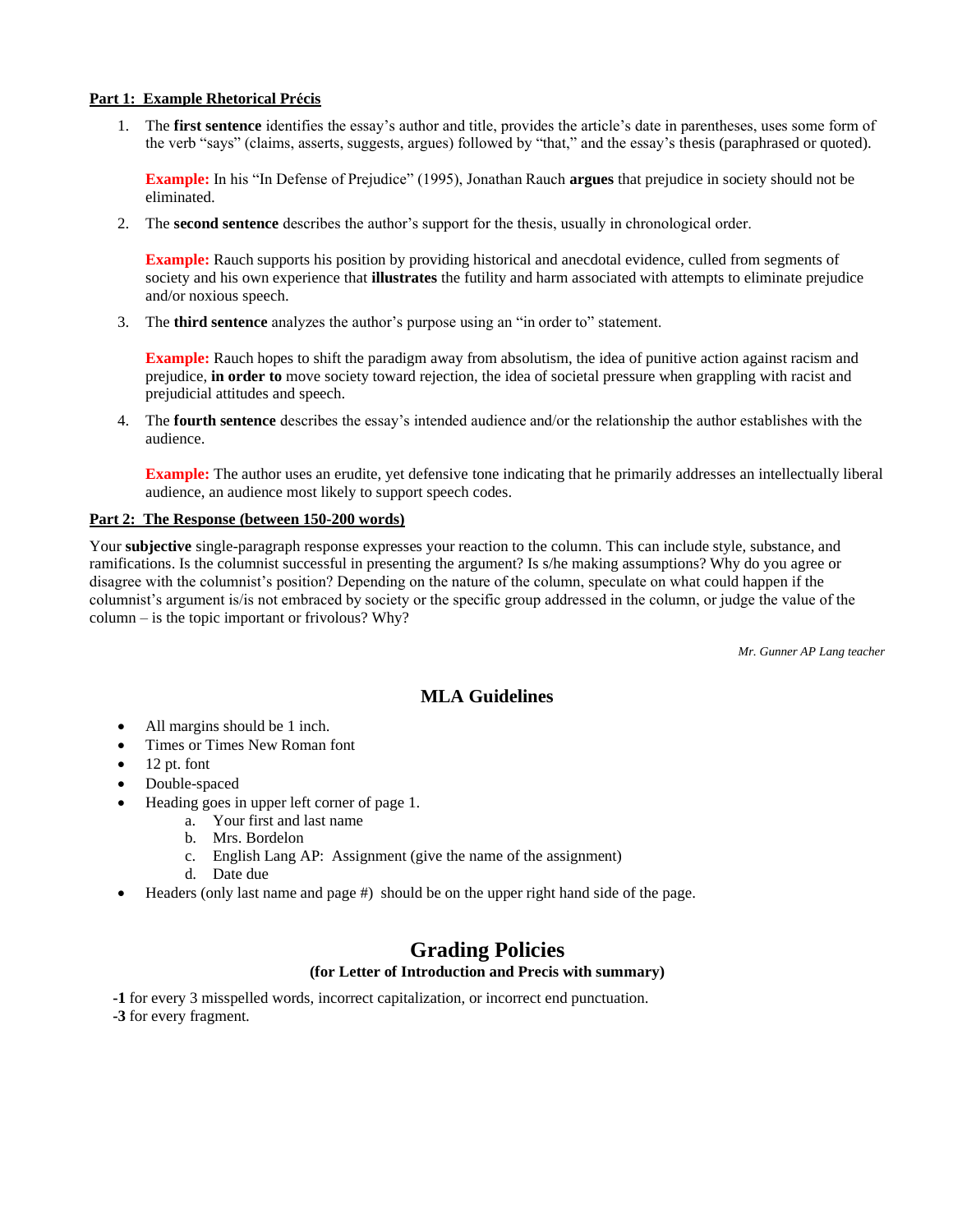**Part 1: Example Rhetorical Précis**

1. The **first sentence** identifies the essay's author and title, provides the article's date in parentheses, uses some form of the verb "says" (claims, asserts, suggests, argues) followed by "that," and the essay's thesis (paraphrased or quoted).

   **Example:** In his "In Defense of Prejudice" (1995), Jonathan Rauch **argues** that prejudice in society should not be eliminated.

2. The **second sentence** describes the author's support for the thesis, usually in chronological order.

   **Example:** Rauch supports his position by providing historical and anecdotal evidence, culled from segments of society and his own experience that **illustrates** the futility and harm associated with attempts to eliminate prejudice and/or noxious speech.

3. The **third sentence** analyzes the author's purpose using an "in order to" statement.

   **Example:** Rauch hopes to shift the paradigm away from absolutism, the idea of punitive action against racism and prejudice, **in order to** move society toward rejection, the idea of societal pressure when grappling with racist and prejudicial attitudes and speech.

4. The **fourth sentence** describes the essay's intended audience and/or the relationship the author establishes with the audience.

   **Example:** The author uses an erudite, yet defensive tone indicating that he primarily addresses an intellectually liberal audience, an audience most likely to support speech codes.

**Part 2: The Response (between 150-200 words)**

Your **subjective** single-paragraph response expresses your reaction to the column. This can include style, substance, and ramifications. Is the columnist successful in presenting the argument? Is s/he making assumptions? Why do you agree or disagree with the columnist's position? Depending on the nature of the column, speculate on what could happen if the columnist's argument is/is not embraced by society or the specific group addressed in the column, or judge the value of the column – is the topic important or frivolous? Why?

*Mr. Gunner AP Lang teacher*

## MLA Guidelines

- All margins should be 1 inch.
- Times or Times New Roman font
- 12 pt. font
- Double-spaced
- Heading goes in upper left corner of page 1.
  a. Your first and last name
  b. Mrs. Bordelon
  c. English Lang AP: Assignment (give the name of the assignment)
  d. Date due
- Headers (only last name and page #) should be on the upper right hand side of the page.

## Grading Policies

**(for Letter of Introduction and Precis with summary)**

**-1** for every 3 misspelled words, incorrect capitalization, or incorrect end punctuation.
**-3** for every fragment.